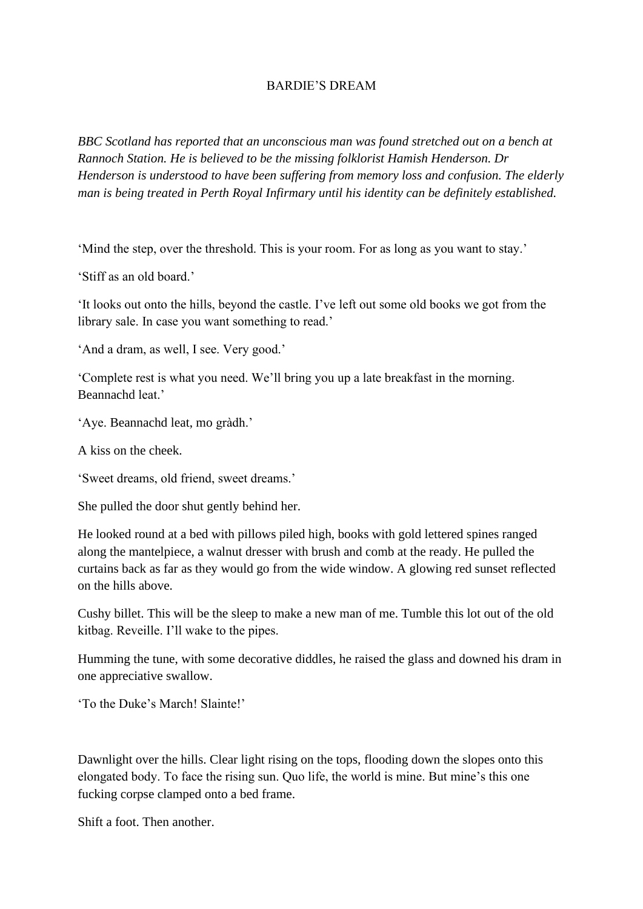# BARDIE'S DREAM

*BBC Scotland has reported that an unconscious man was found stretched out on a bench at Rannoch Station. He is believed to be the missing folklorist Hamish Henderson. Dr Henderson is understood to have been suffering from memory loss and confusion. The elderly man is being treated in Perth Royal Infirmary until his identity can be definitely established.*

'Mind the step, over the threshold. This is your room. For as long as you want to stay.'

'Stiff as an old board.'

'It looks out onto the hills, beyond the castle. I've left out some old books we got from the library sale. In case you want something to read.'

'And a dram, as well, I see. Very good.'

'Complete rest is what you need. We'll bring you up a late breakfast in the morning. Beannachd leat.'

'Aye. Beannachd leat, mo gràdh.'

A kiss on the cheek.

'Sweet dreams, old friend, sweet dreams.'

She pulled the door shut gently behind her.

He looked round at a bed with pillows piled high, books with gold lettered spines ranged along the mantelpiece, a walnut dresser with brush and comb at the ready. He pulled the curtains back as far as they would go from the wide window. A glowing red sunset reflected on the hills above.

Cushy billet. This will be the sleep to make a new man of me. Tumble this lot out of the old kitbag. Reveille. I'll wake to the pipes.

Humming the tune, with some decorative diddles, he raised the glass and downed his dram in one appreciative swallow.

'To the Duke's March! Slainte!'

Dawnlight over the hills. Clear light rising on the tops, flooding down the slopes onto this elongated body. To face the rising sun. Quo life, the world is mine. But mine's this one fucking corpse clamped onto a bed frame.

Shift a foot. Then another.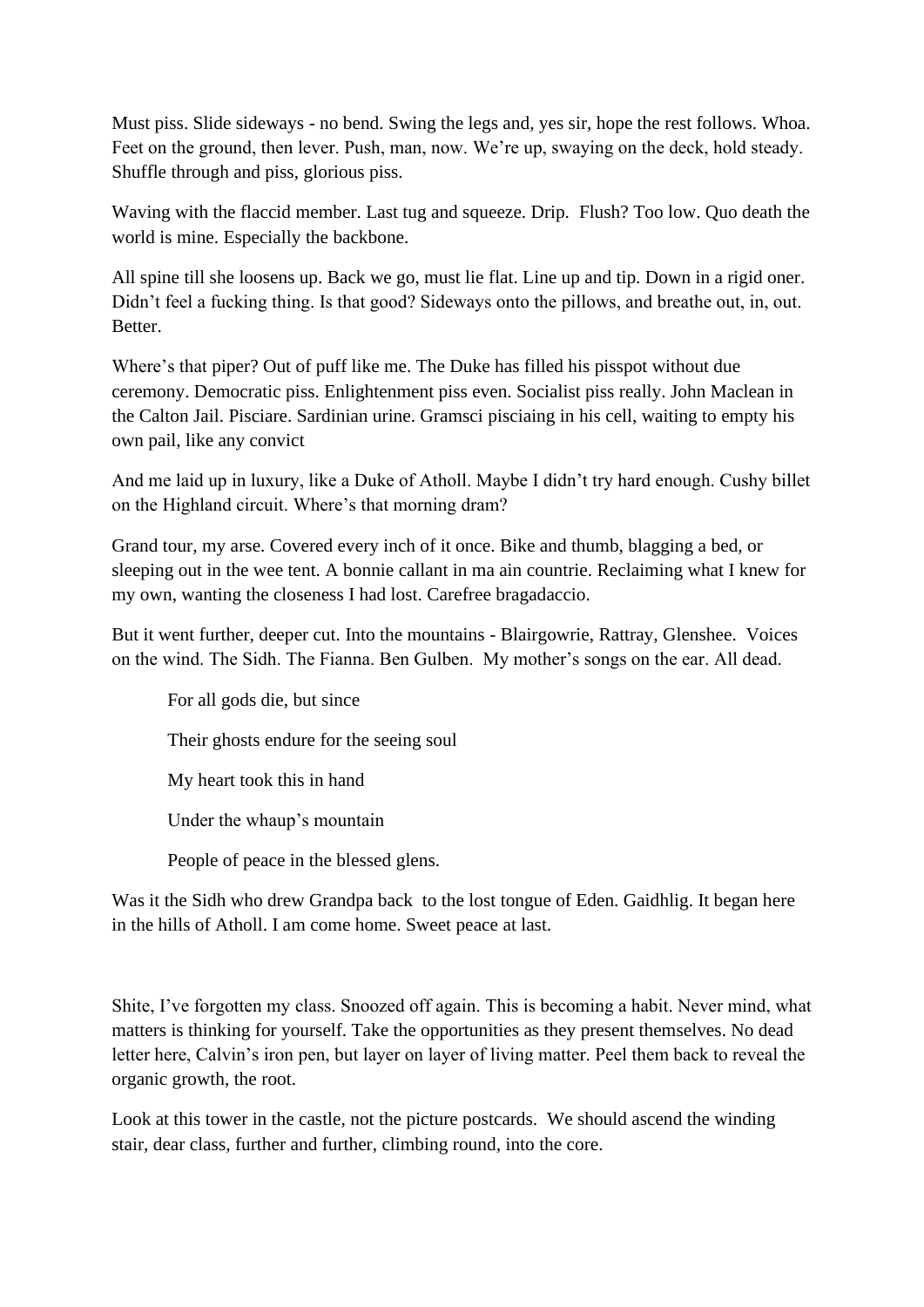Must piss. Slide sideways - no bend. Swing the legs and, yes sir, hope the rest follows. Whoa. Feet on the ground, then lever. Push, man, now. We're up, swaying on the deck, hold steady. Shuffle through and piss, glorious piss.

Waving with the flaccid member. Last tug and squeeze. Drip. Flush? Too low. Quo death the world is mine. Especially the backbone.

All spine till she loosens up. Back we go, must lie flat. Line up and tip. Down in a rigid oner. Didn't feel a fucking thing. Is that good? Sideways onto the pillows, and breathe out, in, out. Better.

Where's that piper? Out of puff like me. The Duke has filled his pisspot without due ceremony. Democratic piss. Enlightenment piss even. Socialist piss really. John Maclean in the Calton Jail. Pisciare. Sardinian urine. Gramsci pisciaing in his cell, waiting to empty his own pail, like any convict

And me laid up in luxury, like a Duke of Atholl. Maybe I didn't try hard enough. Cushy billet on the Highland circuit. Where's that morning dram?

Grand tour, my arse. Covered every inch of it once. Bike and thumb, blagging a bed, or sleeping out in the wee tent. A bonnie callant in ma ain countrie. Reclaiming what I knew for my own, wanting the closeness I had lost. Carefree bragadaccio.

But it went further, deeper cut. Into the mountains - Blairgowrie, Rattray, Glenshee. Voices on the wind. The Sidh. The Fianna. Ben Gulben. My mother's songs on the ear. All dead.

> For all gods die, but since
>
> Their ghosts endure for the seeing soul
>
> My heart took this in hand
>
> Under the whaup's mountain
>
> People of peace in the blessed glens.

Was it the Sidh who drew Grandpa back to the lost tongue of Eden. Gaidhlig. It began here in the hills of Atholl. I am come home. Sweet peace at last.

Shite, I've forgotten my class. Snoozed off again. This is becoming a habit. Never mind, what matters is thinking for yourself. Take the opportunities as they present themselves. No dead letter here, Calvin's iron pen, but layer on layer of living matter. Peel them back to reveal the organic growth, the root.

Look at this tower in the castle, not the picture postcards. We should ascend the winding stair, dear class, further and further, climbing round, into the core.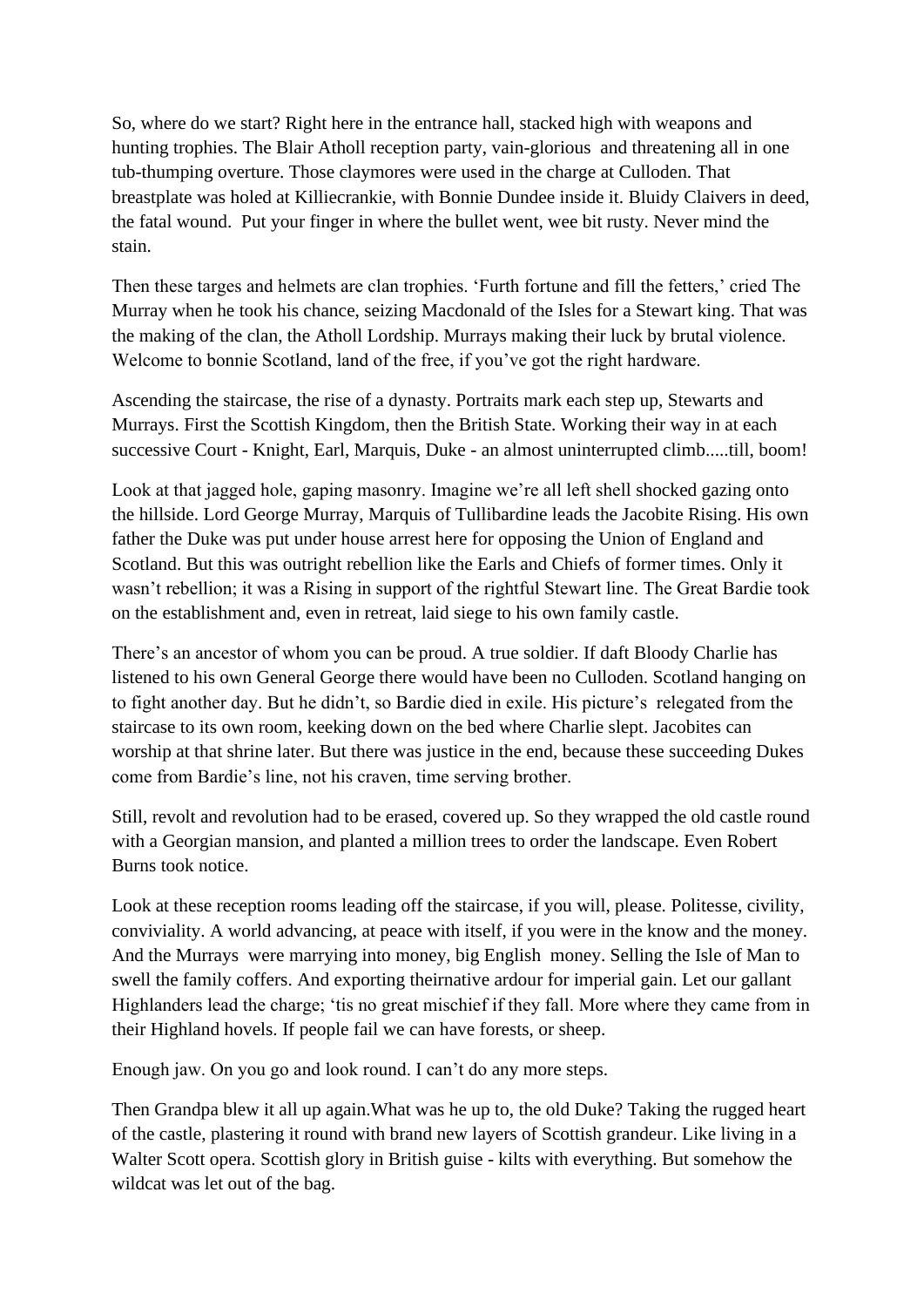So, where do we start? Right here in the entrance hall, stacked high with weapons and hunting trophies. The Blair Atholl reception party, vain-glorious and threatening all in one tub-thumping overture. Those claymores were used in the charge at Culloden. That breastplate was holed at Killiecrankie, with Bonnie Dundee inside it. Bluidy Claivers in deed, the fatal wound. Put your finger in where the bullet went, wee bit rusty. Never mind the stain.

Then these targes and helmets are clan trophies. 'Furth fortune and fill the fetters,' cried The Murray when he took his chance, seizing Macdonald of the Isles for a Stewart king. That was the making of the clan, the Atholl Lordship. Murrays making their luck by brutal violence. Welcome to bonnie Scotland, land of the free, if you've got the right hardware.

Ascending the staircase, the rise of a dynasty. Portraits mark each step up, Stewarts and Murrays. First the Scottish Kingdom, then the British State. Working their way in at each successive Court - Knight, Earl, Marquis, Duke - an almost uninterrupted climb.....till, boom!

Look at that jagged hole, gaping masonry. Imagine we're all left shell shocked gazing onto the hillside. Lord George Murray, Marquis of Tullibardine leads the Jacobite Rising. His own father the Duke was put under house arrest here for opposing the Union of England and Scotland. But this was outright rebellion like the Earls and Chiefs of former times. Only it wasn't rebellion; it was a Rising in support of the rightful Stewart line. The Great Bardie took on the establishment and, even in retreat, laid siege to his own family castle.

There's an ancestor of whom you can be proud. A true soldier. If daft Bloody Charlie has listened to his own General George there would have been no Culloden. Scotland hanging on to fight another day. But he didn't, so Bardie died in exile. His picture's relegated from the staircase to its own room, keeking down on the bed where Charlie slept. Jacobites can worship at that shrine later. But there was justice in the end, because these succeeding Dukes come from Bardie's line, not his craven, time serving brother.

Still, revolt and revolution had to be erased, covered up. So they wrapped the old castle round with a Georgian mansion, and planted a million trees to order the landscape. Even Robert Burns took notice.

Look at these reception rooms leading off the staircase, if you will, please. Politesse, civility, conviviality. A world advancing, at peace with itself, if you were in the know and the money. And the Murrays were marrying into money, big English money. Selling the Isle of Man to swell the family coffers. And exporting theirnative ardour for imperial gain. Let our gallant Highlanders lead the charge; 'tis no great mischief if they fall. More where they came from in their Highland hovels. If people fail we can have forests, or sheep.

Enough jaw. On you go and look round. I can't do any more steps.

Then Grandpa blew it all up again.What was he up to, the old Duke? Taking the rugged heart of the castle, plastering it round with brand new layers of Scottish grandeur. Like living in a Walter Scott opera. Scottish glory in British guise - kilts with everything. But somehow the wildcat was let out of the bag.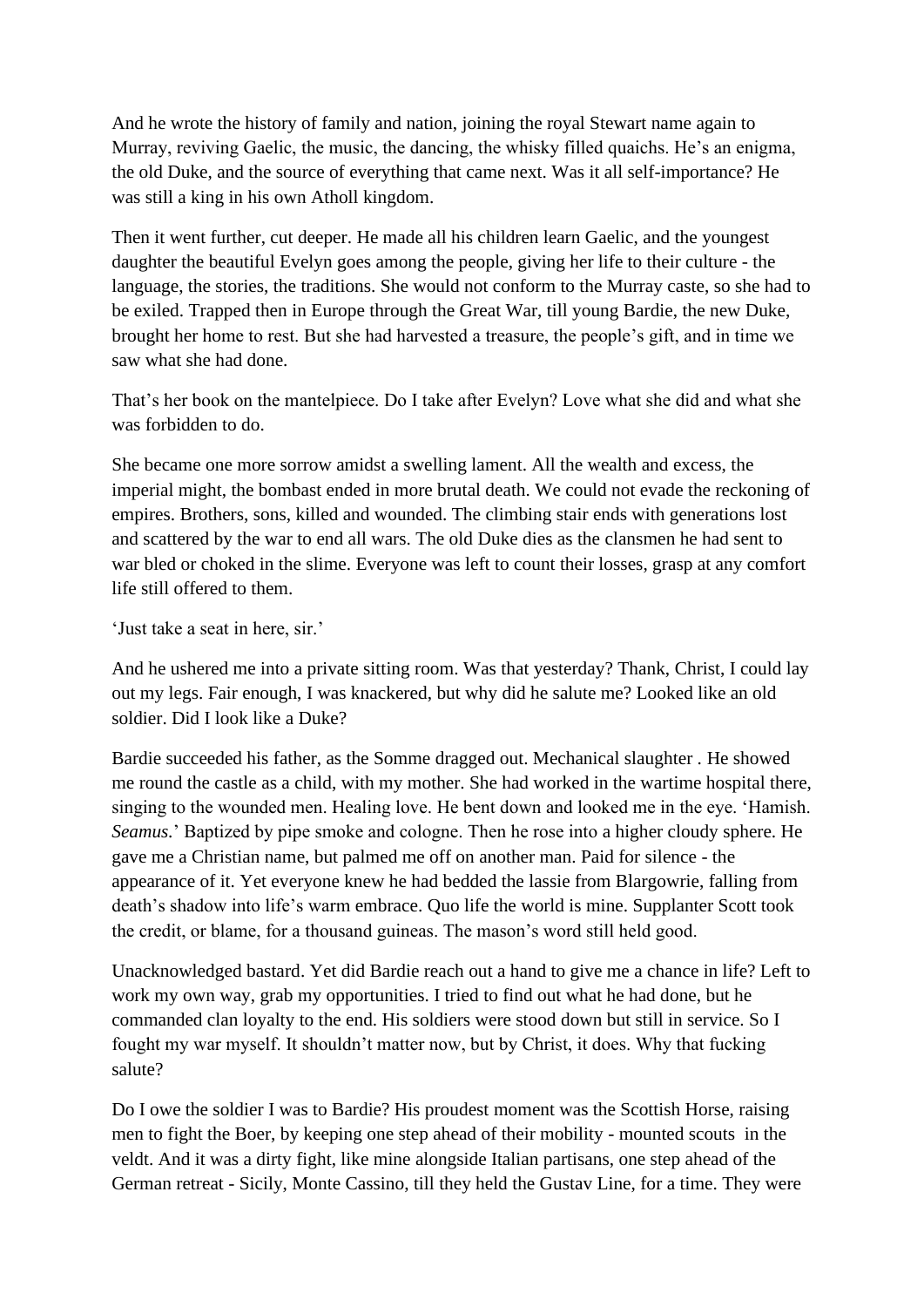And he wrote the history of family and nation, joining the royal Stewart name again to Murray, reviving Gaelic, the music, the dancing, the whisky filled quaichs. He's an enigma, the old Duke, and the source of everything that came next. Was it all self-importance? He was still a king in his own Atholl kingdom.

Then it went further, cut deeper. He made all his children learn Gaelic, and the youngest daughter the beautiful Evelyn goes among the people, giving her life to their culture - the language, the stories, the traditions. She would not conform to the Murray caste, so she had to be exiled. Trapped then in Europe through the Great War, till young Bardie, the new Duke, brought her home to rest. But she had harvested a treasure, the people's gift, and in time we saw what she had done.

That's her book on the mantelpiece. Do I take after Evelyn? Love what she did and what she was forbidden to do.

She became one more sorrow amidst a swelling lament. All the wealth and excess, the imperial might, the bombast ended in more brutal death. We could not evade the reckoning of empires. Brothers, sons, killed and wounded. The climbing stair ends with generations lost and scattered by the war to end all wars. The old Duke dies as the clansmen he had sent to war bled or choked in the slime. Everyone was left to count their losses, grasp at any comfort life still offered to them.

'Just take a seat in here, sir.'

And he ushered me into a private sitting room. Was that yesterday? Thank, Christ, I could lay out my legs. Fair enough, I was knackered, but why did he salute me? Looked like an old soldier. Did I look like a Duke?

Bardie succeeded his father, as the Somme dragged out. Mechanical slaughter . He showed me round the castle as a child, with my mother. She had worked in the wartime hospital there, singing to the wounded men. Healing love. He bent down and looked me in the eye. 'Hamish. *Seamus*.' Baptized by pipe smoke and cologne. Then he rose into a higher cloudy sphere. He gave me a Christian name, but palmed me off on another man. Paid for silence - the appearance of it. Yet everyone knew he had bedded the lassie from Blargowrie, falling from death's shadow into life's warm embrace. Quo life the world is mine. Supplanter Scott took the credit, or blame, for a thousand guineas. The mason's word still held good.

Unacknowledged bastard. Yet did Bardie reach out a hand to give me a chance in life? Left to work my own way, grab my opportunities. I tried to find out what he had done, but he commanded clan loyalty to the end. His soldiers were stood down but still in service. So I fought my war myself. It shouldn't matter now, but by Christ, it does. Why that fucking salute?

Do I owe the soldier I was to Bardie? His proudest moment was the Scottish Horse, raising men to fight the Boer, by keeping one step ahead of their mobility - mounted scouts in the veldt. And it was a dirty fight, like mine alongside Italian partisans, one step ahead of the German retreat - Sicily, Monte Cassino, till they held the Gustav Line, for a time. They were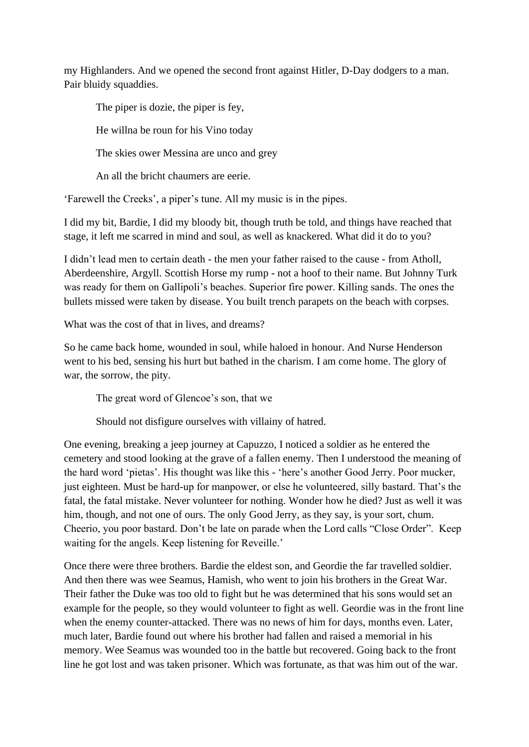my Highlanders. And we opened the second front against Hitler, D-Day dodgers to a man. Pair bluidy squaddies.

> The piper is dozie, the piper is fey,
>
> He willna be roun for his Vino today
>
> The skies ower Messina are unco and grey
>
> An all the bricht chaumers are eerie.

'Farewell the Creeks', a piper's tune. All my music is in the pipes.

I did my bit, Bardie, I did my bloody bit, though truth be told, and things have reached that stage, it left me scarred in mind and soul, as well as knackered. What did it do to you?

I didn't lead men to certain death - the men your father raised to the cause - from Atholl, Aberdeenshire, Argyll. Scottish Horse my rump - not a hoof to their name. But Johnny Turk was ready for them on Gallipoli's beaches. Superior fire power. Killing sands. The ones the bullets missed were taken by disease. You built trench parapets on the beach with corpses.

What was the cost of that in lives, and dreams?

So he came back home, wounded in soul, while haloed in honour. And Nurse Henderson went to his bed, sensing his hurt but bathed in the charism. I am come home. The glory of war, the sorrow, the pity.

> The great word of Glencoe's son, that we
>
> Should not disfigure ourselves with villainy of hatred.

One evening, breaking a jeep journey at Capuzzo, I noticed a soldier as he entered the cemetery and stood looking at the grave of a fallen enemy. Then I understood the meaning of the hard word 'pietas'. His thought was like this - 'here's another Good Jerry. Poor mucker, just eighteen. Must be hard-up for manpower, or else he volunteered, silly bastard. That's the fatal, the fatal mistake. Never volunteer for nothing. Wonder how he died? Just as well it was him, though, and not one of ours. The only Good Jerry, as they say, is your sort, chum. Cheerio, you poor bastard. Don't be late on parade when the Lord calls "Close Order". Keep waiting for the angels. Keep listening for Reveille.'

Once there were three brothers. Bardie the eldest son, and Geordie the far travelled soldier. And then there was wee Seamus, Hamish, who went to join his brothers in the Great War. Their father the Duke was too old to fight but he was determined that his sons would set an example for the people, so they would volunteer to fight as well. Geordie was in the front line when the enemy counter-attacked. There was no news of him for days, months even. Later, much later, Bardie found out where his brother had fallen and raised a memorial in his memory. Wee Seamus was wounded too in the battle but recovered. Going back to the front line he got lost and was taken prisoner. Which was fortunate, as that was him out of the war.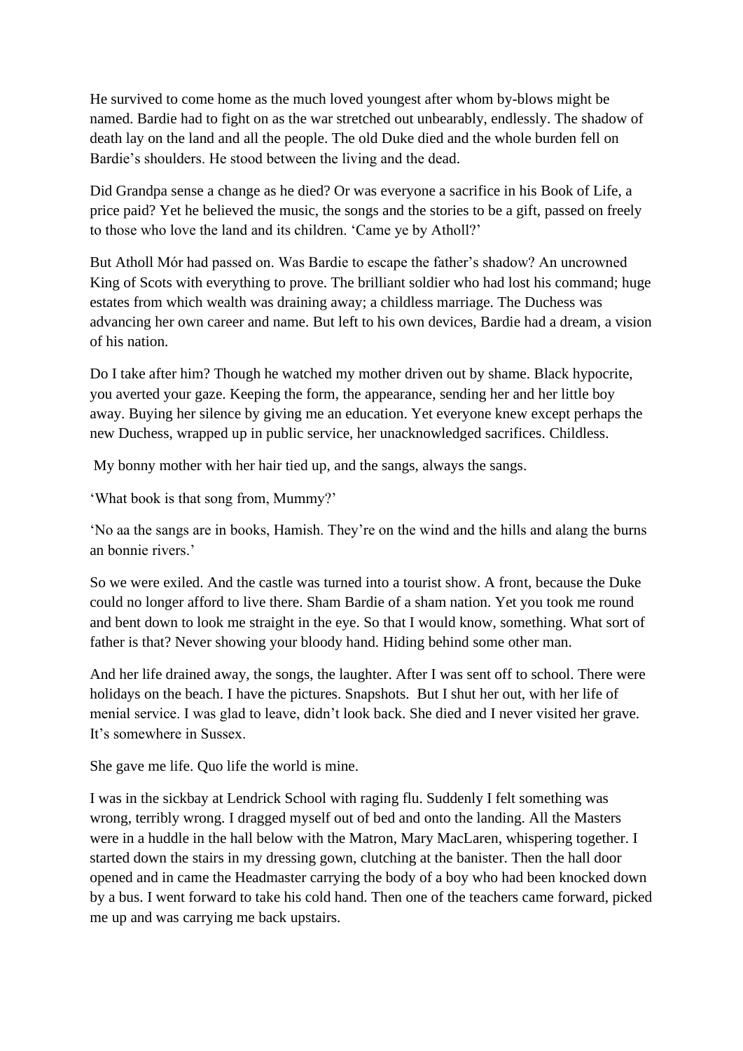He survived to come home as the much loved youngest after whom by-blows might be named. Bardie had to fight on as the war stretched out unbearably, endlessly. The shadow of death lay on the land and all the people. The old Duke died and the whole burden fell on Bardie's shoulders. He stood between the living and the dead.

Did Grandpa sense a change as he died? Or was everyone a sacrifice in his Book of Life, a price paid? Yet he believed the music, the songs and the stories to be a gift, passed on freely to those who love the land and its children. 'Came ye by Atholl?'

But Atholl Mór had passed on. Was Bardie to escape the father's shadow? An uncrowned King of Scots with everything to prove. The brilliant soldier who had lost his command; huge estates from which wealth was draining away; a childless marriage. The Duchess was advancing her own career and name. But left to his own devices, Bardie had a dream, a vision of his nation.

Do I take after him? Though he watched my mother driven out by shame. Black hypocrite, you averted your gaze. Keeping the form, the appearance, sending her and her little boy away. Buying her silence by giving me an education. Yet everyone knew except perhaps the new Duchess, wrapped up in public service, her unacknowledged sacrifices. Childless.

My bonny mother with her hair tied up, and the sangs, always the sangs.

'What book is that song from, Mummy?'

'No aa the sangs are in books, Hamish. They're on the wind and the hills and alang the burns an bonnie rivers.'

So we were exiled. And the castle was turned into a tourist show. A front, because the Duke could no longer afford to live there. Sham Bardie of a sham nation. Yet you took me round and bent down to look me straight in the eye. So that I would know, something. What sort of father is that? Never showing your bloody hand. Hiding behind some other man.

And her life drained away, the songs, the laughter. After I was sent off to school. There were holidays on the beach. I have the pictures. Snapshots. But I shut her out, with her life of menial service. I was glad to leave, didn't look back. She died and I never visited her grave. It's somewhere in Sussex.

She gave me life. Quo life the world is mine.

I was in the sickbay at Lendrick School with raging flu. Suddenly I felt something was wrong, terribly wrong. I dragged myself out of bed and onto the landing. All the Masters were in a huddle in the hall below with the Matron, Mary MacLaren, whispering together. I started down the stairs in my dressing gown, clutching at the banister. Then the hall door opened and in came the Headmaster carrying the body of a boy who had been knocked down by a bus. I went forward to take his cold hand. Then one of the teachers came forward, picked me up and was carrying me back upstairs.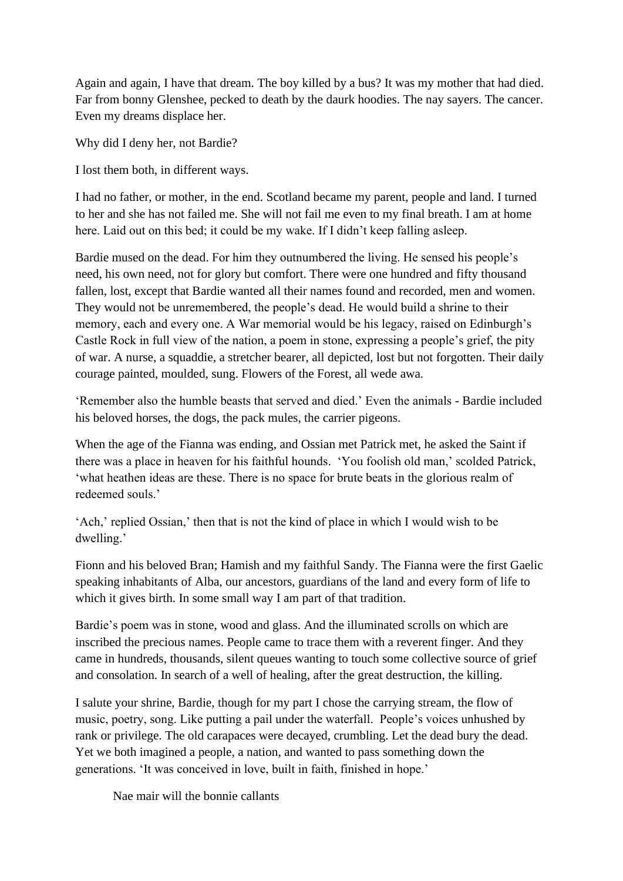Again and again, I have that dream. The boy killed by a bus? It was my mother that had died. Far from bonny Glenshee, pecked to death by the daurk hoodies. The nay sayers. The cancer. Even my dreams displace her.

Why did I deny her, not Bardie?

I lost them both, in different ways.

I had no father, or mother, in the end. Scotland became my parent, people and land. I turned to her and she has not failed me. She will not fail me even to my final breath. I am at home here. Laid out on this bed; it could be my wake. If I didn't keep falling asleep.

Bardie mused on the dead. For him they outnumbered the living. He sensed his people's need, his own need, not for glory but comfort. There were one hundred and fifty thousand fallen, lost, except that Bardie wanted all their names found and recorded, men and women. They would not be unremembered, the people's dead. He would build a shrine to their memory, each and every one. A War memorial would be his legacy, raised on Edinburgh's Castle Rock in full view of the nation, a poem in stone, expressing a people's grief, the pity of war. A nurse, a squaddie, a stretcher bearer, all depicted, lost but not forgotten. Their daily courage painted, moulded, sung. Flowers of the Forest, all wede awa.

'Remember also the humble beasts that served and died.' Even the animals - Bardie included his beloved horses, the dogs, the pack mules, the carrier pigeons.

When the age of the Fianna was ending, and Ossian met Patrick met, he asked the Saint if there was a place in heaven for his faithful hounds. 'You foolish old man,' scolded Patrick, 'what heathen ideas are these. There is no space for brute beats in the glorious realm of redeemed souls.'

'Ach,' replied Ossian,' then that is not the kind of place in which I would wish to be dwelling.'

Fionn and his beloved Bran; Hamish and my faithful Sandy. The Fianna were the first Gaelic speaking inhabitants of Alba, our ancestors, guardians of the land and every form of life to which it gives birth. In some small way I am part of that tradition.

Bardie's poem was in stone, wood and glass. And the illuminated scrolls on which are inscribed the precious names. People came to trace them with a reverent finger. And they came in hundreds, thousands, silent queues wanting to touch some collective source of grief and consolation. In search of a well of healing, after the great destruction, the killing.

I salute your shrine, Bardie, though for my part I chose the carrying stream, the flow of music, poetry, song. Like putting a pail under the waterfall. People's voices unhushed by rank or privilege. The old carapaces were decayed, crumbling. Let the dead bury the dead. Yet we both imagined a people, a nation, and wanted to pass something down the generations. 'It was conceived in love, built in faith, finished in hope.'

Nae mair will the bonnie callants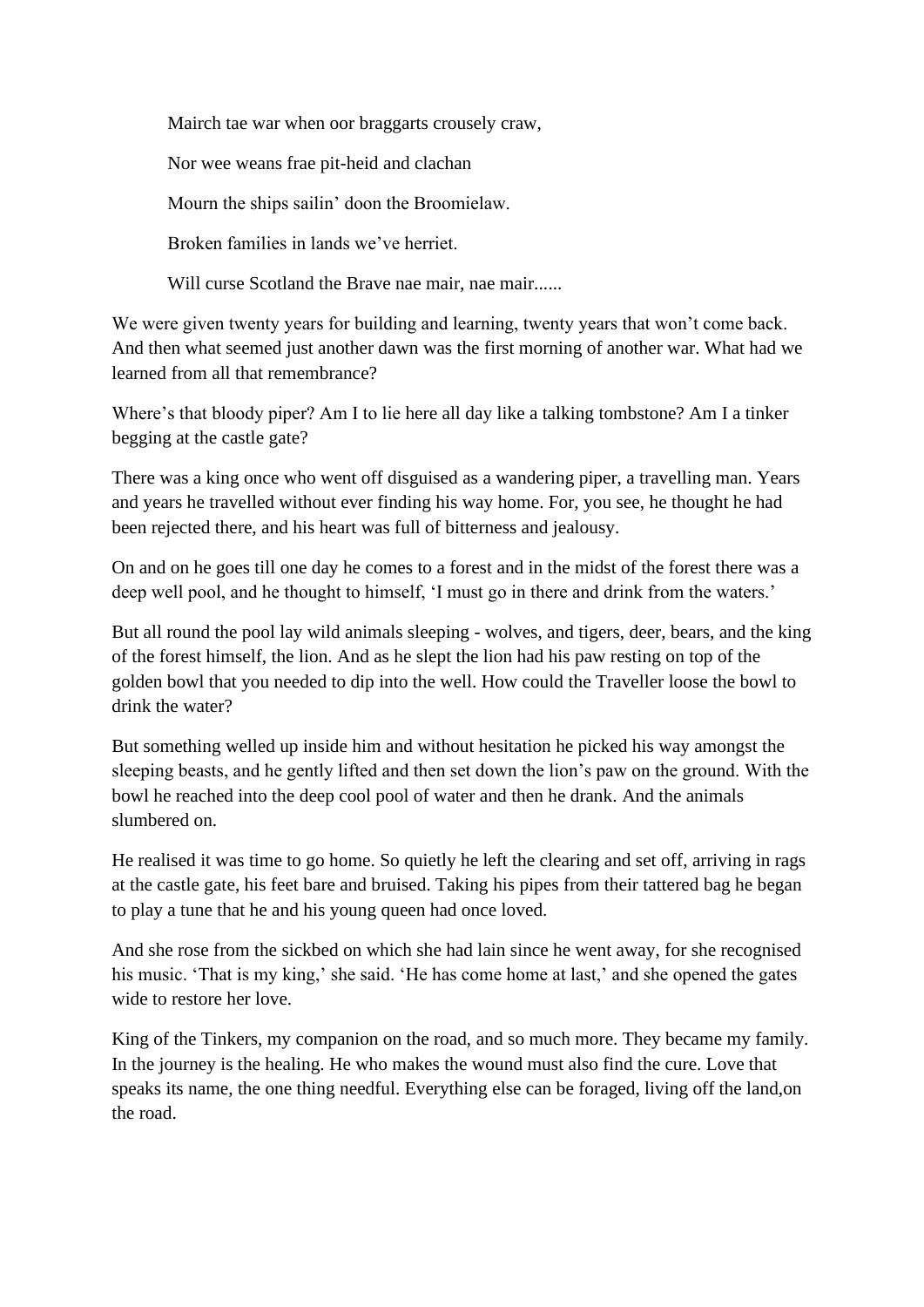Mairch tae war when oor braggarts crousely craw,

Nor wee weans frae pit-heid and clachan

Mourn the ships sailin' doon the Broomielaw.

Broken families in lands we've herriet.

Will curse Scotland the Brave nae mair, nae mair......

We were given twenty years for building and learning, twenty years that won't come back. And then what seemed just another dawn was the first morning of another war. What had we learned from all that remembrance?

Where's that bloody piper? Am I to lie here all day like a talking tombstone? Am I a tinker begging at the castle gate?

There was a king once who went off disguised as a wandering piper, a travelling man. Years and years he travelled without ever finding his way home. For, you see, he thought he had been rejected there, and his heart was full of bitterness and jealousy.

On and on he goes till one day he comes to a forest and in the midst of the forest there was a deep well pool, and he thought to himself, 'I must go in there and drink from the waters.'

But all round the pool lay wild animals sleeping - wolves, and tigers, deer, bears, and the king of the forest himself, the lion. And as he slept the lion had his paw resting on top of the golden bowl that you needed to dip into the well. How could the Traveller loose the bowl to drink the water?

But something welled up inside him and without hesitation he picked his way amongst the sleeping beasts, and he gently lifted and then set down the lion's paw on the ground. With the bowl he reached into the deep cool pool of water and then he drank. And the animals slumbered on.

He realised it was time to go home. So quietly he left the clearing and set off, arriving in rags at the castle gate, his feet bare and bruised. Taking his pipes from their tattered bag he began to play a tune that he and his young queen had once loved.

And she rose from the sickbed on which she had lain since he went away, for she recognised his music. 'That is my king,' she said. 'He has come home at last,' and she opened the gates wide to restore her love.

King of the Tinkers, my companion on the road, and so much more. They became my family. In the journey is the healing. He who makes the wound must also find the cure. Love that speaks its name, the one thing needful. Everything else can be foraged, living off the land,on the road.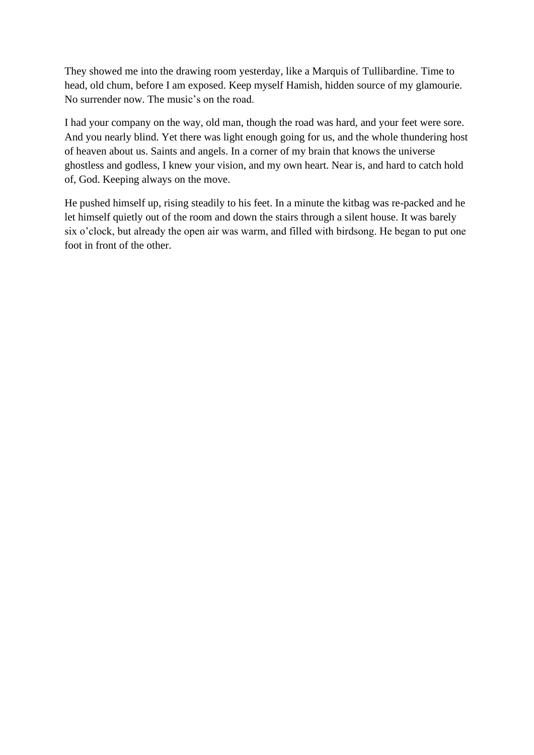They showed me into the drawing room yesterday, like a Marquis of Tullibardine. Time to head, old chum, before I am exposed. Keep myself Hamish, hidden source of my glamourie. No surrender now. The music's on the road.

I had your company on the way, old man, though the road was hard, and your feet were sore. And you nearly blind. Yet there was light enough going for us, and the whole thundering host of heaven about us. Saints and angels. In a corner of my brain that knows the universe ghostless and godless, I knew your vision, and my own heart. Near is, and hard to catch hold of, God. Keeping always on the move.

He pushed himself up, rising steadily to his feet. In a minute the kitbag was re-packed and he let himself quietly out of the room and down the stairs through a silent house. It was barely six o'clock, but already the open air was warm, and filled with birdsong. He began to put one foot in front of the other.